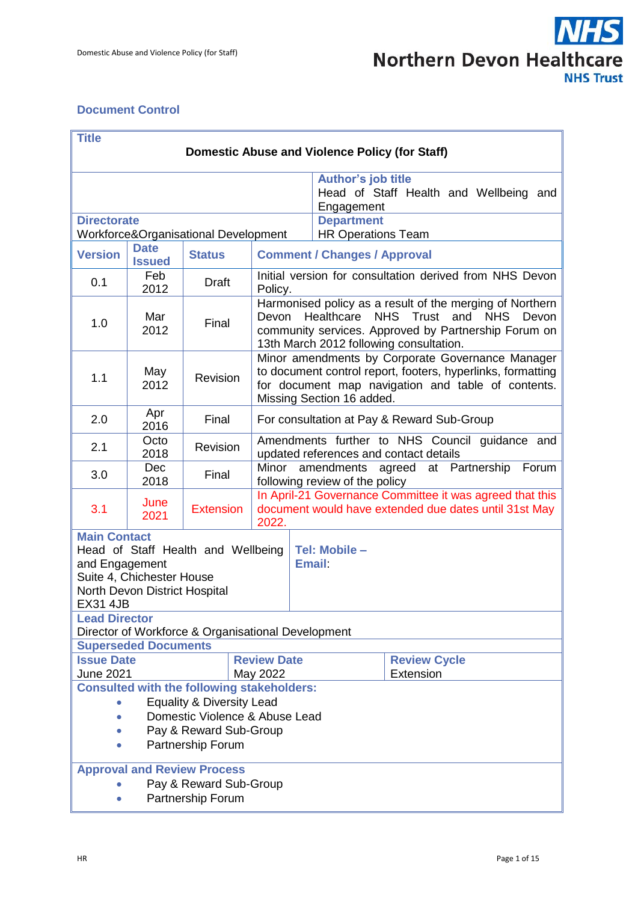## Document Control

| **Title** | | | |
|---|---|---|---|
| **Domestic Abuse and Violence Policy (for Staff)** | | | |
| | | **Author's job title** Head of Staff Health and Wellbeing and Engagement | |
| **Directorate** Workforce&Organisational Development | | **Department** HR Operations Team | |
| **Version** | **Date Issued** | **Status** | **Comment / Changes / Approval** |
| 0.1 | Feb 2012 | Draft | Initial version for consultation derived from NHS Devon Policy. |
| 1.0 | Mar 2012 | Final | Harmonised policy as a result of the merging of Northern Devon Healthcare NHS Trust and NHS Devon community services. Approved by Partnership Forum on 13th March 2012 following consultation. |
| 1.1 | May 2012 | Revision | Minor amendments by Corporate Governance Manager to document control report, footers, hyperlinks, formatting for document map navigation and table of contents. Missing Section 16 added. |
| 2.0 | Apr 2016 | Final | For consultation at Pay & Reward Sub-Group |
| 2.1 | Octo 2018 | Revision | Amendments further to NHS Council guidance and updated references and contact details |
| 3.0 | Dec 2018 | Final | Minor amendments agreed at Partnership Forum following review of the policy |
| 3.1 | June 2021 | Extension | In April-21 Governance Committee it was agreed that this document would have extended due dates until 31st May 2022. |

| **Main Contact** | |
|---|---|
| Head of Staff Health and Wellbeing and Engagement<br>Suite 4, Chichester House<br>North Devon District Hospital<br>EX31 4JB | **Tel: Mobile –**<br>**Email**: |

**Lead Director**
Director of Workforce & Organisational Development

**Superseded Documents**

| **Issue Date** | **Review Date** | **Review Cycle** |
|---|---|---|
| June 2021 | May 2022 | Extension |

**Consulted with the following stakeholders:**

- Equality & Diversity Lead
- Domestic Violence & Abuse Lead
- Pay & Reward Sub-Group
- Partnership Forum

**Approval and Review Process**

- Pay & Reward Sub-Group
- Partnership Forum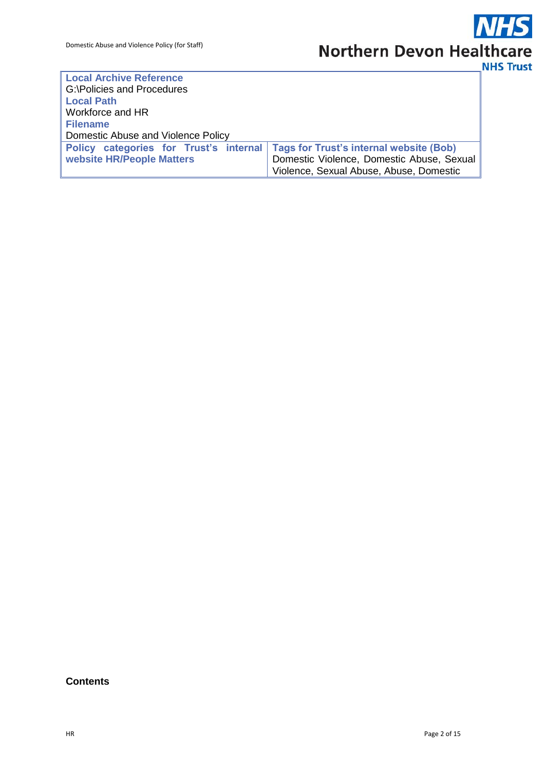| Local Archive Reference<br>G:\Policies and Procedures<br>Local Path<br>Workforce and HR<br>Filename<br>Domestic Abuse and Violence Policy | |
|---|---|
| **Policy categories for Trust's internal website HR/People Matters** | **Tags for Trust's internal website (Bob)**<br>Domestic Violence, Domestic Abuse, Sexual Violence, Sexual Abuse, Abuse, Domestic |

**Contents**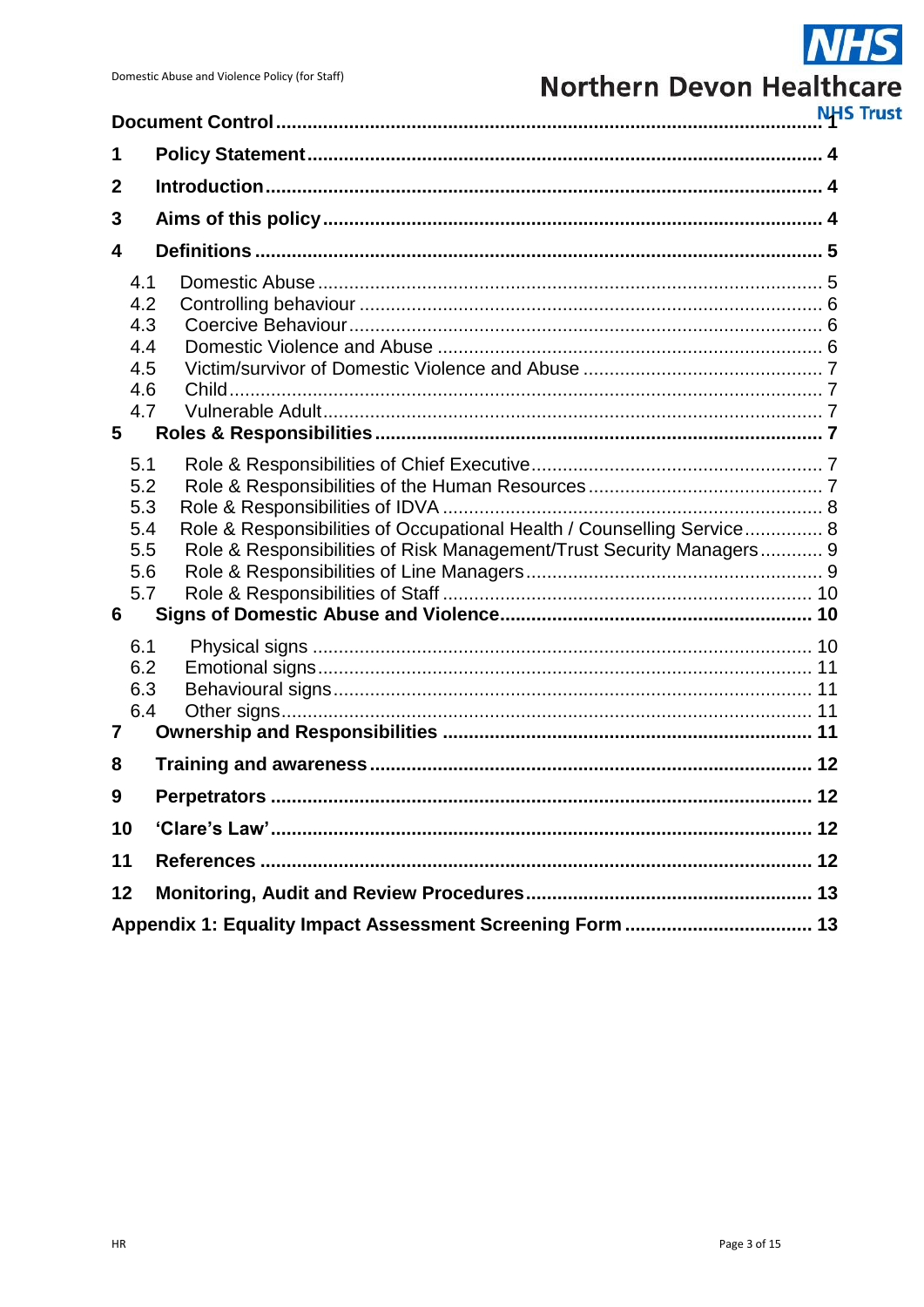Document Control ........................................................................................................ 1

1 Policy Statement ..................................................................................................... 4

2 Introduction ............................................................................................................. 4

3 Aims of this policy .................................................................................................. 4

4 Definitions ............................................................................................................... 5

- 4.1 Domestic Abuse ..................................................................................... 5
- 4.2 Controlling behaviour ............................................................................. 6
- 4.3 Coercive Behaviour ................................................................................ 6
- 4.4 Domestic Violence and Abuse ............................................................... 6
- 4.5 Victim/survivor of Domestic Violence and Abuse ................................... 7
- 4.6 Child ...................................................................................................... 7
- 4.7 Vulnerable Adult ..................................................................................... 7

5 Roles & Responsibilities ......................................................................................... 7

- 5.1 Role & Responsibilities of Chief Executive ............................................ 7
- 5.2 Role & Responsibilities of the Human Resources .................................. 7
- 5.3 Role & Responsibilities of IDVA ............................................................. 8
- 5.4 Role & Responsibilities of Occupational Health / Counselling Service ... 8
- 5.5 Role & Responsibilities of Risk Management/Trust Security Managers .. 9
- 5.6 Role & Responsibilities of Line Managers ............................................. 9
- 5.7 Role & Responsibilities of Staff ............................................................ 10

6 Signs of Domestic Abuse and Violence ................................................................ 10

- 6.1 Physical signs ...................................................................................... 10
- 6.2 Emotional signs ................................................................................... 11
- 6.3 Behavioural signs ................................................................................. 11
- 6.4 Other signs ........................................................................................... 11

7 Ownership and Responsibilities ............................................................................ 11

8 Training and awareness ........................................................................................ 12

9 Perpetrators .......................................................................................................... 12

10 'Clare's Law' ......................................................................................................... 12

11 References ........................................................................................................... 12

12 Monitoring, Audit and Review Procedures ............................................................ 13

Appendix 1: Equality Impact Assessment Screening Form ........................................ 13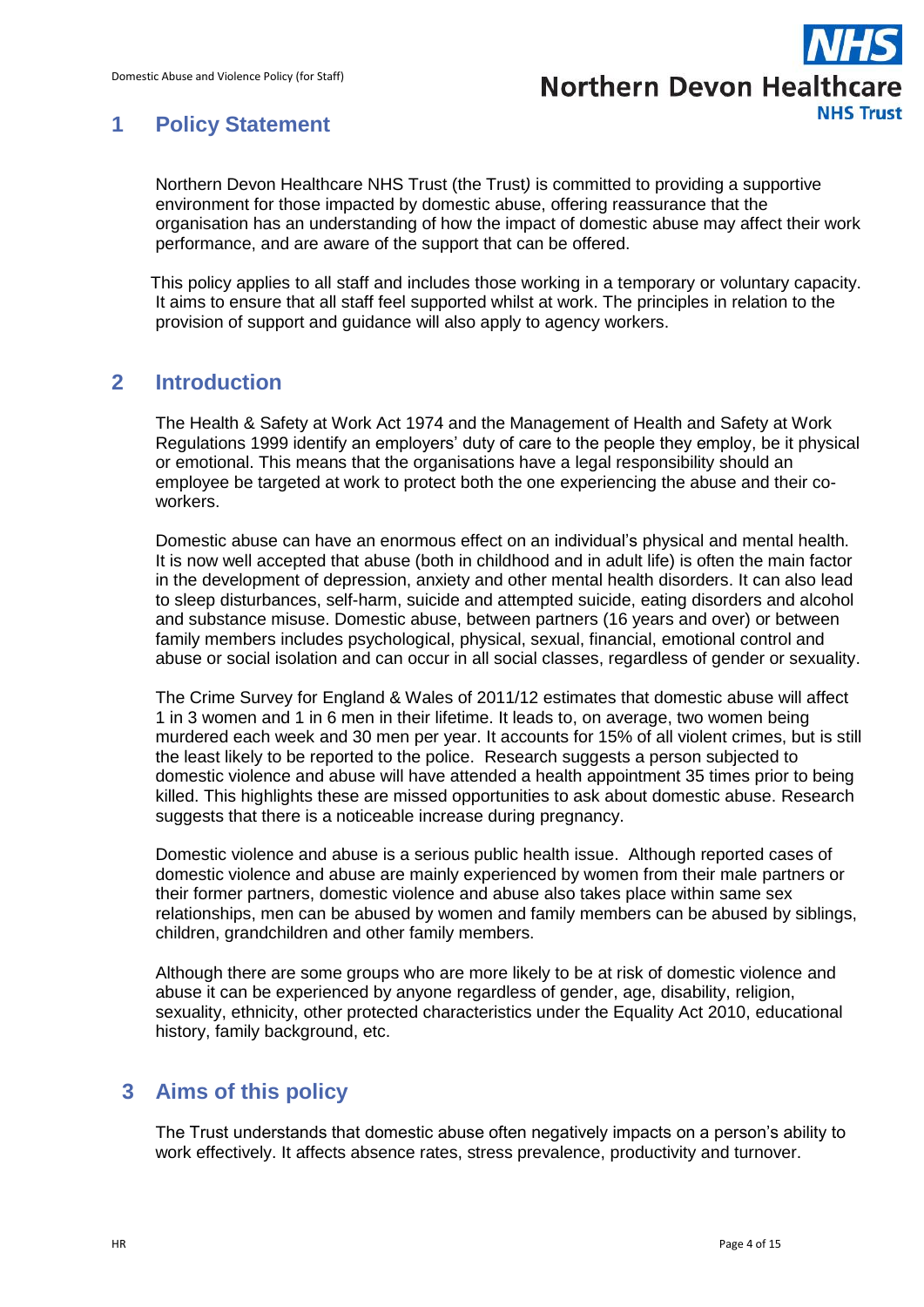# 1 Policy Statement

Northern Devon Healthcare NHS Trust (the Trust*)* is committed to providing a supportive environment for those impacted by domestic abuse, offering reassurance that the organisation has an understanding of how the impact of domestic abuse may affect their work performance, and are aware of the support that can be offered.

This policy applies to all staff and includes those working in a temporary or voluntary capacity. It aims to ensure that all staff feel supported whilst at work. The principles in relation to the provision of support and guidance will also apply to agency workers.

# 2 Introduction

The Health & Safety at Work Act 1974 and the Management of Health and Safety at Work Regulations 1999 identify an employers' duty of care to the people they employ, be it physical or emotional. This means that the organisations have a legal responsibility should an employee be targeted at work to protect both the one experiencing the abuse and their co-workers.

Domestic abuse can have an enormous effect on an individual's physical and mental health. It is now well accepted that abuse (both in childhood and in adult life) is often the main factor in the development of depression, anxiety and other mental health disorders. It can also lead to sleep disturbances, self-harm, suicide and attempted suicide, eating disorders and alcohol and substance misuse. Domestic abuse, between partners (16 years and over) or between family members includes psychological, physical, sexual, financial, emotional control and abuse or social isolation and can occur in all social classes, regardless of gender or sexuality.

The Crime Survey for England & Wales of 2011/12 estimates that domestic abuse will affect 1 in 3 women and 1 in 6 men in their lifetime. It leads to, on average, two women being murdered each week and 30 men per year. It accounts for 15% of all violent crimes, but is still the least likely to be reported to the police. Research suggests a person subjected to domestic violence and abuse will have attended a health appointment 35 times prior to being killed. This highlights these are missed opportunities to ask about domestic abuse. Research suggests that there is a noticeable increase during pregnancy.

Domestic violence and abuse is a serious public health issue. Although reported cases of domestic violence and abuse are mainly experienced by women from their male partners or their former partners, domestic violence and abuse also takes place within same sex relationships, men can be abused by women and family members can be abused by siblings, children, grandchildren and other family members.

Although there are some groups who are more likely to be at risk of domestic violence and abuse it can be experienced by anyone regardless of gender, age, disability, religion, sexuality, ethnicity, other protected characteristics under the Equality Act 2010, educational history, family background, etc.

# 3 Aims of this policy

The Trust understands that domestic abuse often negatively impacts on a person's ability to work effectively. It affects absence rates, stress prevalence, productivity and turnover.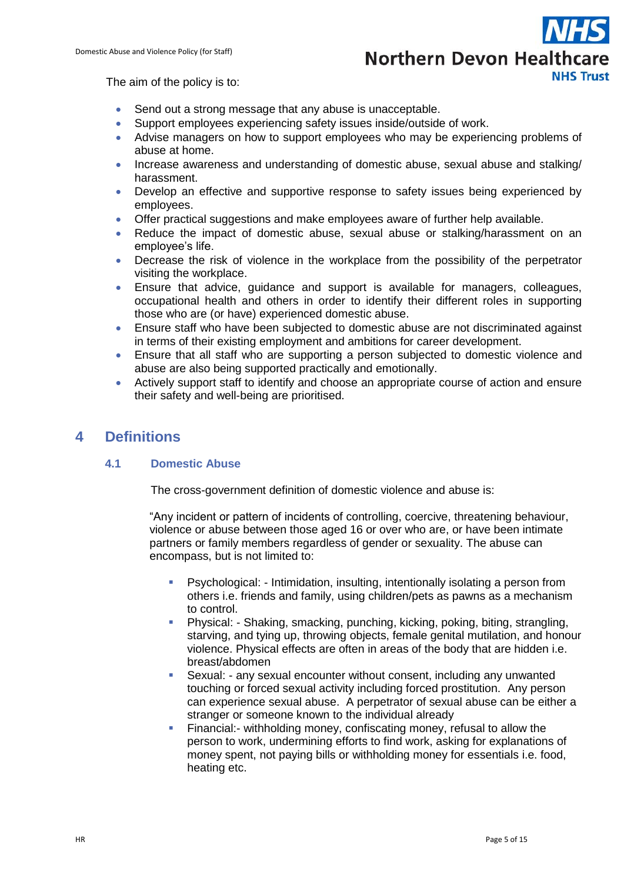The aim of the policy is to:

- Send out a strong message that any abuse is unacceptable.
- Support employees experiencing safety issues inside/outside of work.
- Advise managers on how to support employees who may be experiencing problems of abuse at home.
- Increase awareness and understanding of domestic abuse, sexual abuse and stalking/ harassment.
- Develop an effective and supportive response to safety issues being experienced by employees.
- Offer practical suggestions and make employees aware of further help available.
- Reduce the impact of domestic abuse, sexual abuse or stalking/harassment on an employee's life.
- Decrease the risk of violence in the workplace from the possibility of the perpetrator visiting the workplace.
- Ensure that advice, guidance and support is available for managers, colleagues, occupational health and others in order to identify their different roles in supporting those who are (or have) experienced domestic abuse.
- Ensure staff who have been subjected to domestic abuse are not discriminated against in terms of their existing employment and ambitions for career development.
- Ensure that all staff who are supporting a person subjected to domestic violence and abuse are also being supported practically and emotionally.
- Actively support staff to identify and choose an appropriate course of action and ensure their safety and well-being are prioritised.

# 4 Definitions

## 4.1 Domestic Abuse

The cross-government definition of domestic violence and abuse is:

"Any incident or pattern of incidents of controlling, coercive, threatening behaviour, violence or abuse between those aged 16 or over who are, or have been intimate partners or family members regardless of gender or sexuality. The abuse can encompass, but is not limited to:

- Psychological: - Intimidation, insulting, intentionally isolating a person from others i.e. friends and family, using children/pets as pawns as a mechanism to control.
- Physical: - Shaking, smacking, punching, kicking, poking, biting, strangling, starving, and tying up, throwing objects, female genital mutilation, and honour violence. Physical effects are often in areas of the body that are hidden i.e. breast/abdomen
- Sexual: - any sexual encounter without consent, including any unwanted touching or forced sexual activity including forced prostitution. Any person can experience sexual abuse. A perpetrator of sexual abuse can be either a stranger or someone known to the individual already
- Financial:- withholding money, confiscating money, refusal to allow the person to work, undermining efforts to find work, asking for explanations of money spent, not paying bills or withholding money for essentials i.e. food, heating etc.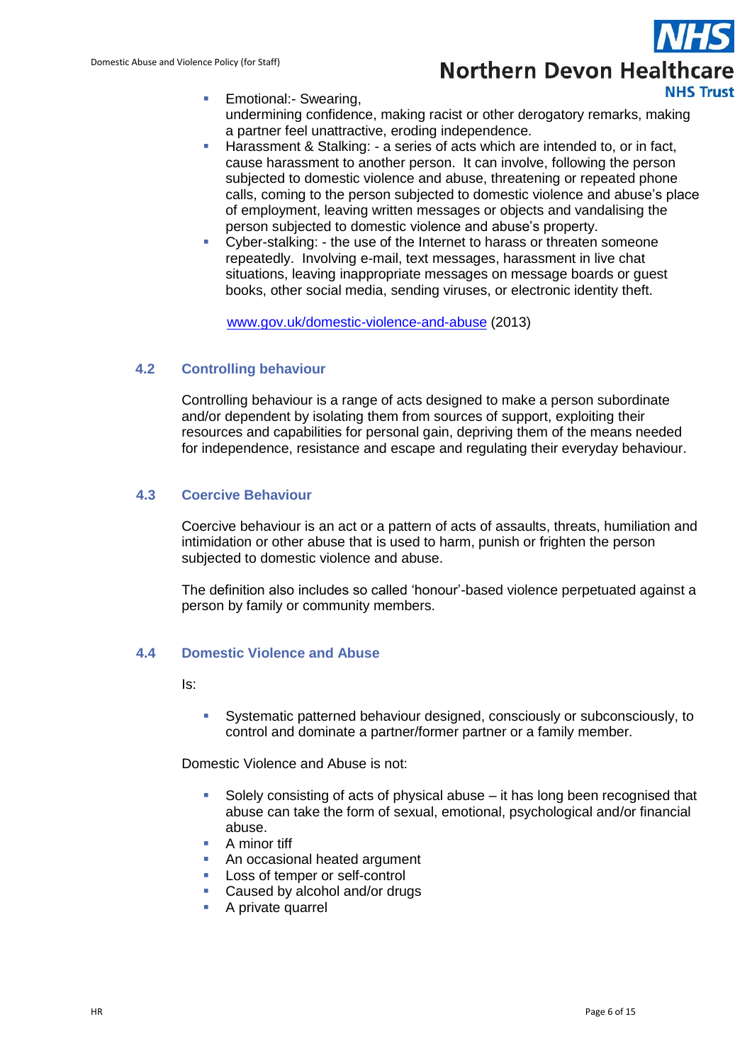- Emotional:- Swearing, undermining confidence, making racist or other derogatory remarks, making a partner feel unattractive, eroding independence.
- Harassment & Stalking: - a series of acts which are intended to, or in fact, cause harassment to another person. It can involve, following the person subjected to domestic violence and abuse, threatening or repeated phone calls, coming to the person subjected to domestic violence and abuse's place of employment, leaving written messages or objects and vandalising the person subjected to domestic violence and abuse's property.
- Cyber-stalking: - the use of the Internet to harass or threaten someone repeatedly. Involving e-mail, text messages, harassment in live chat situations, leaving inappropriate messages on message boards or guest books, other social media, sending viruses, or electronic identity theft.

  [www.gov.uk/domestic-violence-and-abuse](http://www.gov.uk/domestic-violence-and-abuse) (2013)

### 4.2 Controlling behaviour

Controlling behaviour is a range of acts designed to make a person subordinate and/or dependent by isolating them from sources of support, exploiting their resources and capabilities for personal gain, depriving them of the means needed for independence, resistance and escape and regulating their everyday behaviour.

### 4.3 Coercive Behaviour

Coercive behaviour is an act or a pattern of acts of assaults, threats, humiliation and intimidation or other abuse that is used to harm, punish or frighten the person subjected to domestic violence and abuse.

The definition also includes so called 'honour'-based violence perpetuated against a person by family or community members.

### 4.4 Domestic Violence and Abuse

Is:

- Systematic patterned behaviour designed, consciously or subconsciously, to control and dominate a partner/former partner or a family member.

Domestic Violence and Abuse is not:

- Solely consisting of acts of physical abuse – it has long been recognised that abuse can take the form of sexual, emotional, psychological and/or financial abuse.
- A minor tiff
- An occasional heated argument
- Loss of temper or self-control
- Caused by alcohol and/or drugs
- A private quarrel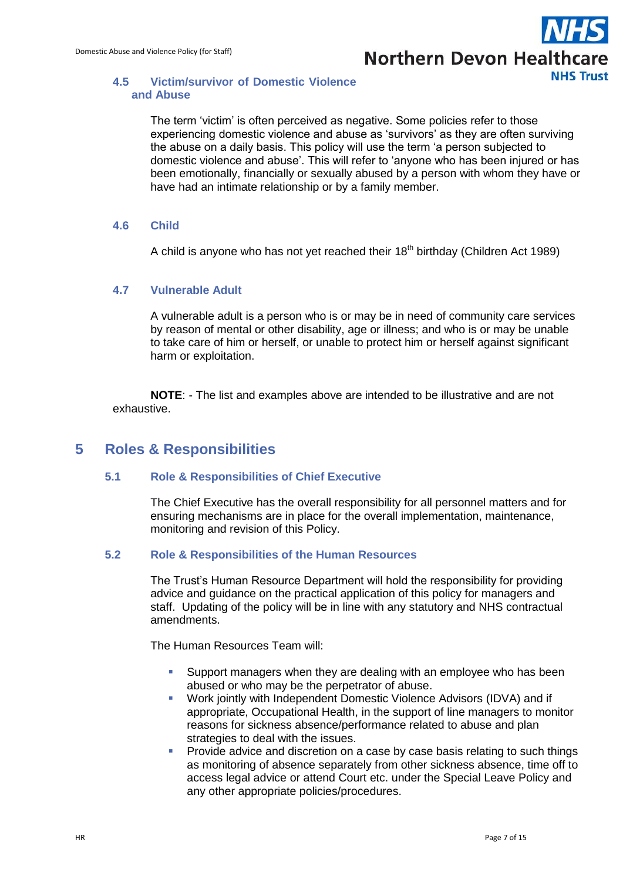### 4.5 Victim/survivor of Domestic Violence and Abuse

The term 'victim' is often perceived as negative. Some policies refer to those experiencing domestic violence and abuse as 'survivors' as they are often surviving the abuse on a daily basis. This policy will use the term 'a person subjected to domestic violence and abuse'. This will refer to 'anyone who has been injured or has been emotionally, financially or sexually abused by a person with whom they have or have had an intimate relationship or by a family member.

### 4.6 Child

A child is anyone who has not yet reached their 18th birthday (Children Act 1989)

### 4.7 Vulnerable Adult

A vulnerable adult is a person who is or may be in need of community care services by reason of mental or other disability, age or illness; and who is or may be unable to take care of him or herself, or unable to protect him or herself against significant harm or exploitation.

**NOTE**: - The list and examples above are intended to be illustrative and are not exhaustive.

## 5 Roles & Responsibilities

### 5.1 Role & Responsibilities of Chief Executive

The Chief Executive has the overall responsibility for all personnel matters and for ensuring mechanisms are in place for the overall implementation, maintenance, monitoring and revision of this Policy.

### 5.2 Role & Responsibilities of the Human Resources

The Trust's Human Resource Department will hold the responsibility for providing advice and guidance on the practical application of this policy for managers and staff. Updating of the policy will be in line with any statutory and NHS contractual amendments.

The Human Resources Team will:

- Support managers when they are dealing with an employee who has been abused or who may be the perpetrator of abuse.
- Work jointly with Independent Domestic Violence Advisors (IDVA) and if appropriate, Occupational Health, in the support of line managers to monitor reasons for sickness absence/performance related to abuse and plan strategies to deal with the issues.
- Provide advice and discretion on a case by case basis relating to such things as monitoring of absence separately from other sickness absence, time off to access legal advice or attend Court etc. under the Special Leave Policy and any other appropriate policies/procedures.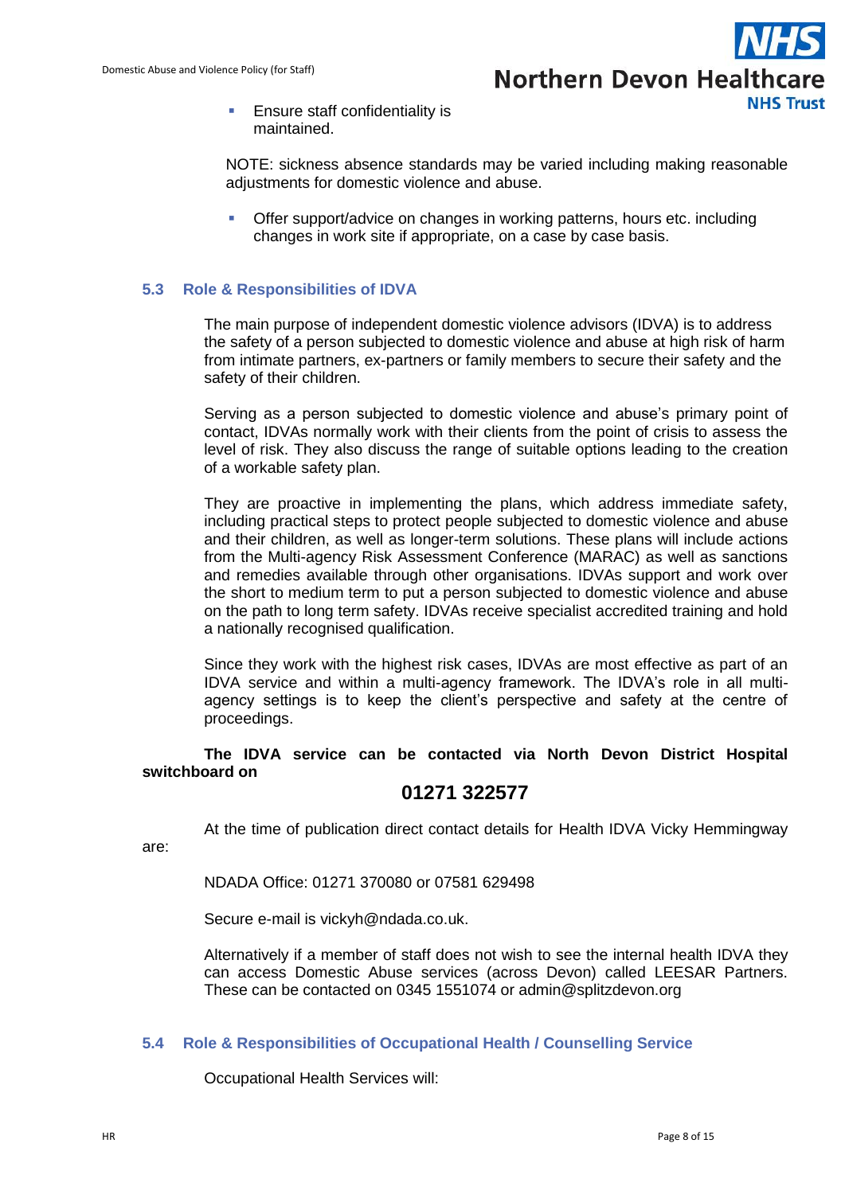- Ensure staff confidentiality is maintained.

NOTE: sickness absence standards may be varied including making reasonable adjustments for domestic violence and abuse.

- Offer support/advice on changes in working patterns, hours etc. including changes in work site if appropriate, on a case by case basis.

### 5.3 Role & Responsibilities of IDVA

The main purpose of independent domestic violence advisors (IDVA) is to address the safety of a person subjected to domestic violence and abuse at high risk of harm from intimate partners, ex-partners or family members to secure their safety and the safety of their children.

Serving as a person subjected to domestic violence and abuse's primary point of contact, IDVAs normally work with their clients from the point of crisis to assess the level of risk. They also discuss the range of suitable options leading to the creation of a workable safety plan.

They are proactive in implementing the plans, which address immediate safety, including practical steps to protect people subjected to domestic violence and abuse and their children, as well as longer-term solutions. These plans will include actions from the Multi-agency Risk Assessment Conference (MARAC) as well as sanctions and remedies available through other organisations. IDVAs support and work over the short to medium term to put a person subjected to domestic violence and abuse on the path to long term safety. IDVAs receive specialist accredited training and hold a nationally recognised qualification.

Since they work with the highest risk cases, IDVAs are most effective as part of an IDVA service and within a multi-agency framework. The IDVA's role in all multi-agency settings is to keep the client's perspective and safety at the centre of proceedings.

**The IDVA service can be contacted via North Devon District Hospital switchboard on**

**01271 322577**

At the time of publication direct contact details for Health IDVA Vicky Hemmingway are:

NDADA Office: 01271 370080 or 07581 629498

Secure e-mail is vickyh@ndada.co.uk.

Alternatively if a member of staff does not wish to see the internal health IDVA they can access Domestic Abuse services (across Devon) called LEESAR Partners. These can be contacted on 0345 1551074 or admin@splitzdevon.org

### 5.4 Role & Responsibilities of Occupational Health / Counselling Service

Occupational Health Services will: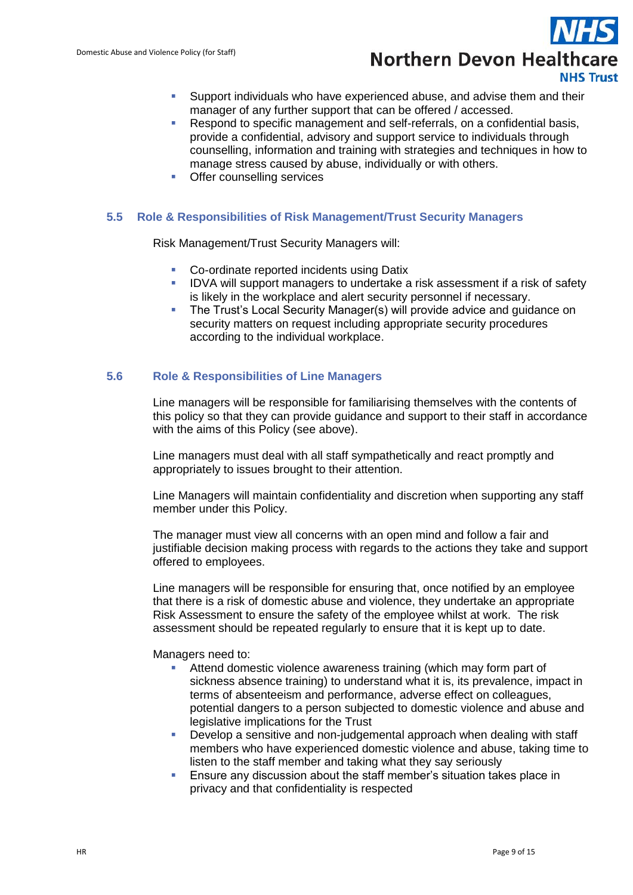- Support individuals who have experienced abuse, and advise them and their manager of any further support that can be offered / accessed.
- Respond to specific management and self-referrals, on a confidential basis, provide a confidential, advisory and support service to individuals through counselling, information and training with strategies and techniques in how to manage stress caused by abuse, individually or with others.
- Offer counselling services

### 5.5 Role & Responsibilities of Risk Management/Trust Security Managers

Risk Management/Trust Security Managers will:

- Co-ordinate reported incidents using Datix
- IDVA will support managers to undertake a risk assessment if a risk of safety is likely in the workplace and alert security personnel if necessary.
- The Trust's Local Security Manager(s) will provide advice and guidance on security matters on request including appropriate security procedures according to the individual workplace.

### 5.6 Role & Responsibilities of Line Managers

Line managers will be responsible for familiarising themselves with the contents of this policy so that they can provide guidance and support to their staff in accordance with the aims of this Policy (see above).

Line managers must deal with all staff sympathetically and react promptly and appropriately to issues brought to their attention.

Line Managers will maintain confidentiality and discretion when supporting any staff member under this Policy.

The manager must view all concerns with an open mind and follow a fair and justifiable decision making process with regards to the actions they take and support offered to employees.

Line managers will be responsible for ensuring that, once notified by an employee that there is a risk of domestic abuse and violence, they undertake an appropriate Risk Assessment to ensure the safety of the employee whilst at work. The risk assessment should be repeated regularly to ensure that it is kept up to date.

Managers need to:

- Attend domestic violence awareness training (which may form part of sickness absence training) to understand what it is, its prevalence, impact in terms of absenteeism and performance, adverse effect on colleagues, potential dangers to a person subjected to domestic violence and abuse and legislative implications for the Trust
- Develop a sensitive and non-judgemental approach when dealing with staff members who have experienced domestic violence and abuse, taking time to listen to the staff member and taking what they say seriously
- Ensure any discussion about the staff member's situation takes place in privacy and that confidentiality is respected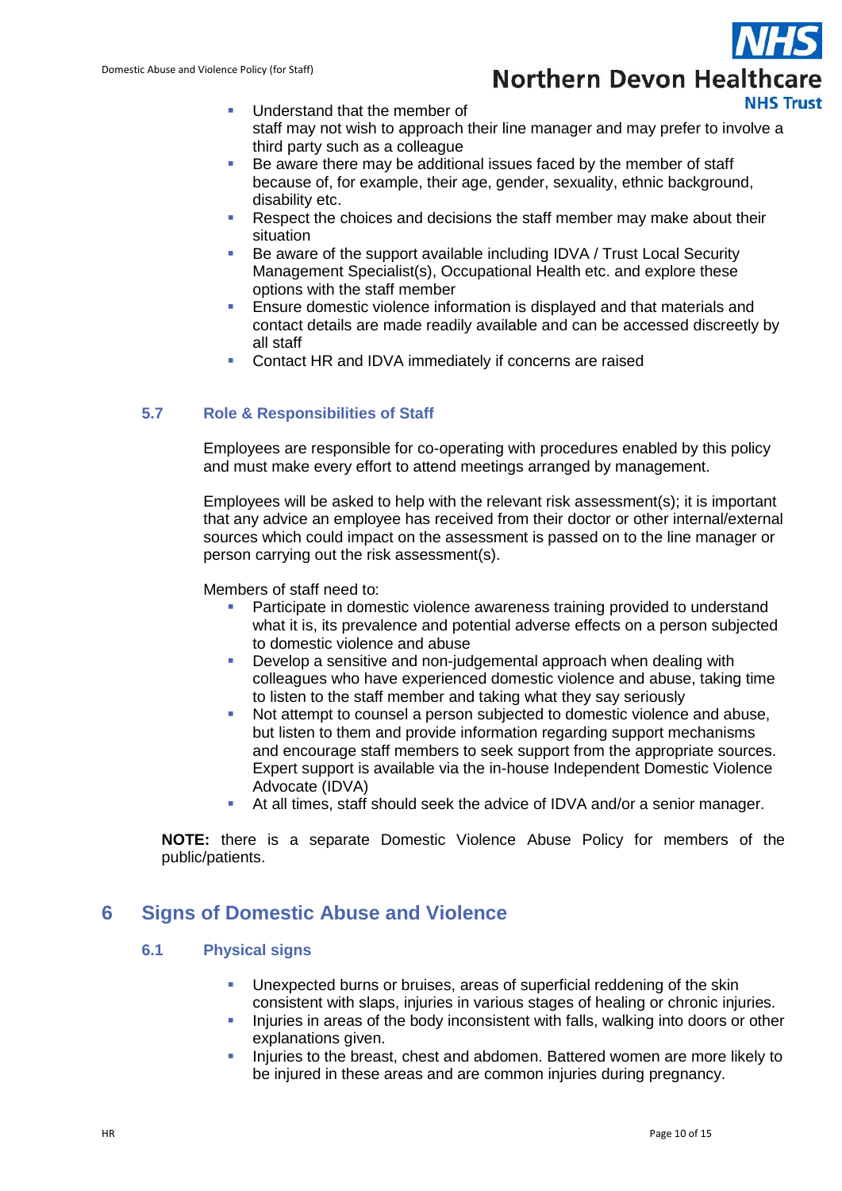- Understand that the member of staff may not wish to approach their line manager and may prefer to involve a third party such as a colleague
- Be aware there may be additional issues faced by the member of staff because of, for example, their age, gender, sexuality, ethnic background, disability etc.
- Respect the choices and decisions the staff member may make about their situation
- Be aware of the support available including IDVA / Trust Local Security Management Specialist(s), Occupational Health etc. and explore these options with the staff member
- Ensure domestic violence information is displayed and that materials and contact details are made readily available and can be accessed discreetly by all staff
- Contact HR and IDVA immediately if concerns are raised

### 5.7 Role & Responsibilities of Staff

Employees are responsible for co-operating with procedures enabled by this policy and must make every effort to attend meetings arranged by management.

Employees will be asked to help with the relevant risk assessment(s); it is important that any advice an employee has received from their doctor or other internal/external sources which could impact on the assessment is passed on to the line manager or person carrying out the risk assessment(s).

Members of staff need to:

- Participate in domestic violence awareness training provided to understand what it is, its prevalence and potential adverse effects on a person subjected to domestic violence and abuse
- Develop a sensitive and non-judgemental approach when dealing with colleagues who have experienced domestic violence and abuse, taking time to listen to the staff member and taking what they say seriously
- Not attempt to counsel a person subjected to domestic violence and abuse, but listen to them and provide information regarding support mechanisms and encourage staff members to seek support from the appropriate sources. Expert support is available via the in-house Independent Domestic Violence Advocate (IDVA)
- At all times, staff should seek the advice of IDVA and/or a senior manager.

**NOTE:** there is a separate Domestic Violence Abuse Policy for members of the public/patients.

## 6 Signs of Domestic Abuse and Violence

### 6.1 Physical signs

- Unexpected burns or bruises, areas of superficial reddening of the skin consistent with slaps, injuries in various stages of healing or chronic injuries.
- Injuries in areas of the body inconsistent with falls, walking into doors or other explanations given.
- Injuries to the breast, chest and abdomen. Battered women are more likely to be injured in these areas and are common injuries during pregnancy.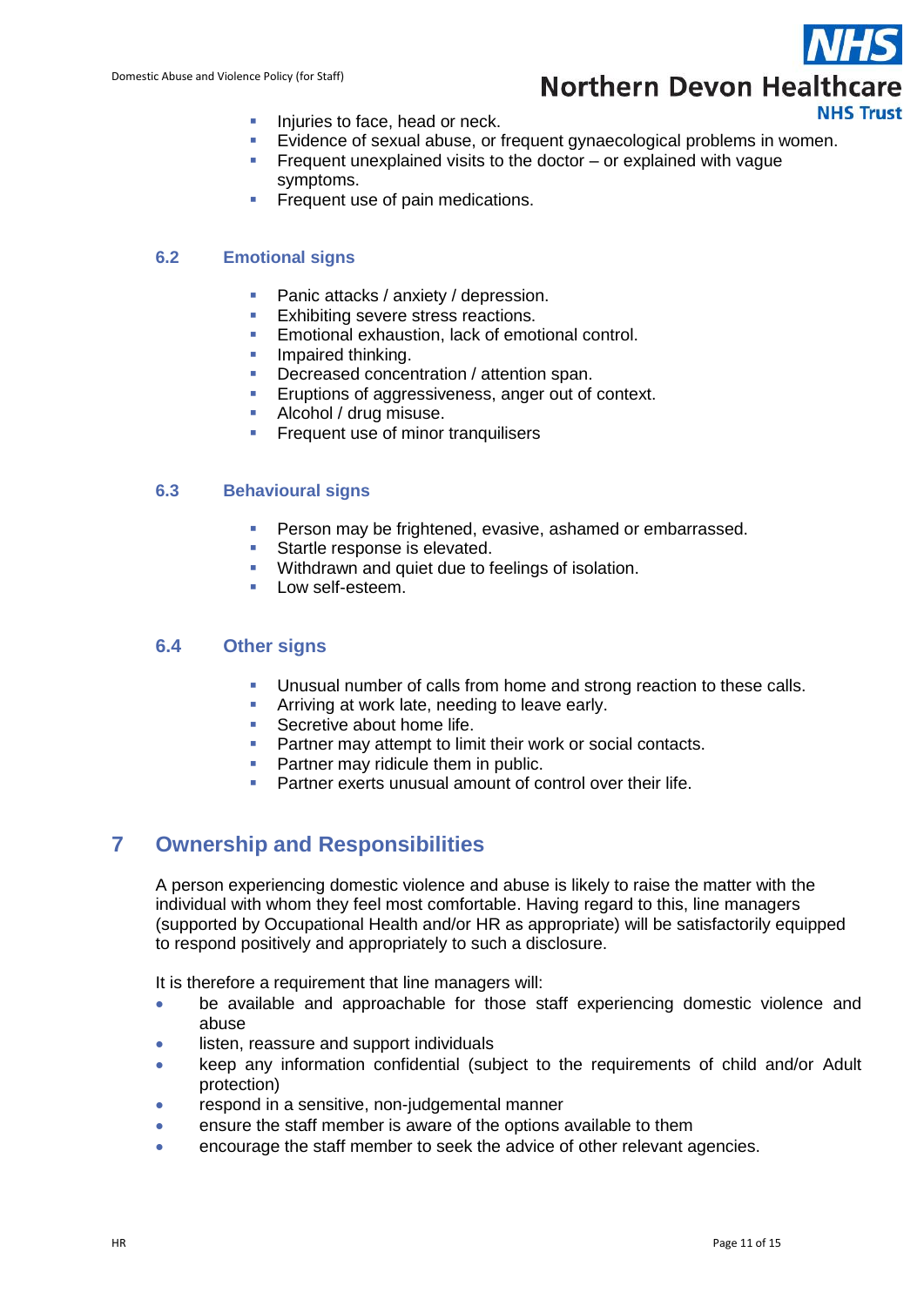- Injuries to face, head or neck.
- Evidence of sexual abuse, or frequent gynaecological problems in women.
- Frequent unexplained visits to the doctor – or explained with vague symptoms.
- Frequent use of pain medications.

### 6.2 Emotional signs

- Panic attacks / anxiety / depression.
- Exhibiting severe stress reactions.
- Emotional exhaustion, lack of emotional control.
- Impaired thinking.
- Decreased concentration / attention span.
- Eruptions of aggressiveness, anger out of context.
- Alcohol / drug misuse.
- Frequent use of minor tranquilisers

### 6.3 Behavioural signs

- Person may be frightened, evasive, ashamed or embarrassed.
- Startle response is elevated.
- Withdrawn and quiet due to feelings of isolation.
- Low self-esteem.

### 6.4 Other signs

- Unusual number of calls from home and strong reaction to these calls.
- Arriving at work late, needing to leave early.
- Secretive about home life.
- Partner may attempt to limit their work or social contacts.
- Partner may ridicule them in public.
- Partner exerts unusual amount of control over their life.

## 7 Ownership and Responsibilities

A person experiencing domestic violence and abuse is likely to raise the matter with the individual with whom they feel most comfortable. Having regard to this, line managers (supported by Occupational Health and/or HR as appropriate) will be satisfactorily equipped to respond positively and appropriately to such a disclosure.

It is therefore a requirement that line managers will:

- be available and approachable for those staff experiencing domestic violence and abuse
- listen, reassure and support individuals
- keep any information confidential (subject to the requirements of child and/or Adult protection)
- respond in a sensitive, non-judgemental manner
- ensure the staff member is aware of the options available to them
- encourage the staff member to seek the advice of other relevant agencies.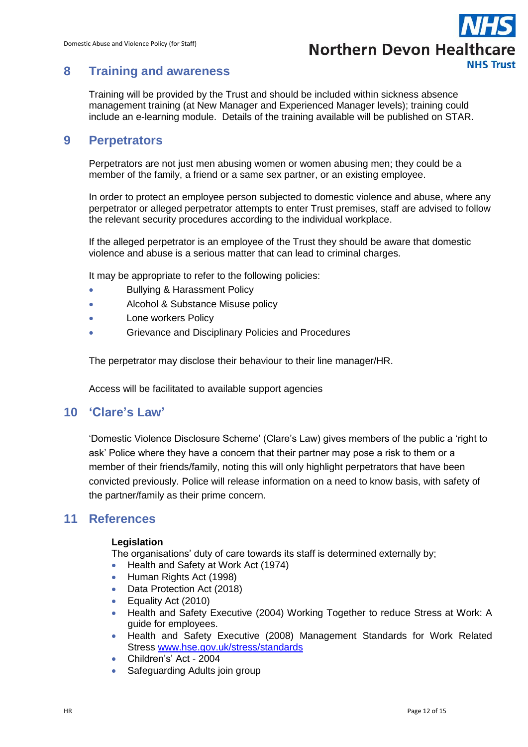## 8 Training and awareness

Training will be provided by the Trust and should be included within sickness absence management training (at New Manager and Experienced Manager levels); training could include an e-learning module. Details of the training available will be published on STAR.

## 9 Perpetrators

Perpetrators are not just men abusing women or women abusing men; they could be a member of the family, a friend or a same sex partner, or an existing employee.

In order to protect an employee person subjected to domestic violence and abuse, where any perpetrator or alleged perpetrator attempts to enter Trust premises, staff are advised to follow the relevant security procedures according to the individual workplace.

If the alleged perpetrator is an employee of the Trust they should be aware that domestic violence and abuse is a serious matter that can lead to criminal charges.

It may be appropriate to refer to the following policies:

- Bullying & Harassment Policy
- Alcohol & Substance Misuse policy
- Lone workers Policy
- Grievance and Disciplinary Policies and Procedures

The perpetrator may disclose their behaviour to their line manager/HR.

Access will be facilitated to available support agencies

## 10 'Clare's Law'

'Domestic Violence Disclosure Scheme' (Clare's Law) gives members of the public a 'right to ask' Police where they have a concern that their partner may pose a risk to them or a member of their friends/family, noting this will only highlight perpetrators that have been convicted previously. Police will release information on a need to know basis, with safety of the partner/family as their prime concern.

## 11 References

**Legislation**

The organisations' duty of care towards its staff is determined externally by;

- Health and Safety at Work Act (1974)
- Human Rights Act (1998)
- Data Protection Act (2018)
- Equality Act (2010)
- Health and Safety Executive (2004) Working Together to reduce Stress at Work: A guide for employees.
- Health and Safety Executive (2008) Management Standards for Work Related Stress [www.hse.gov.uk/stress/standards](http://www.hse.gov.uk/stress/standards)
- Children's' Act - 2004
- Safeguarding Adults join group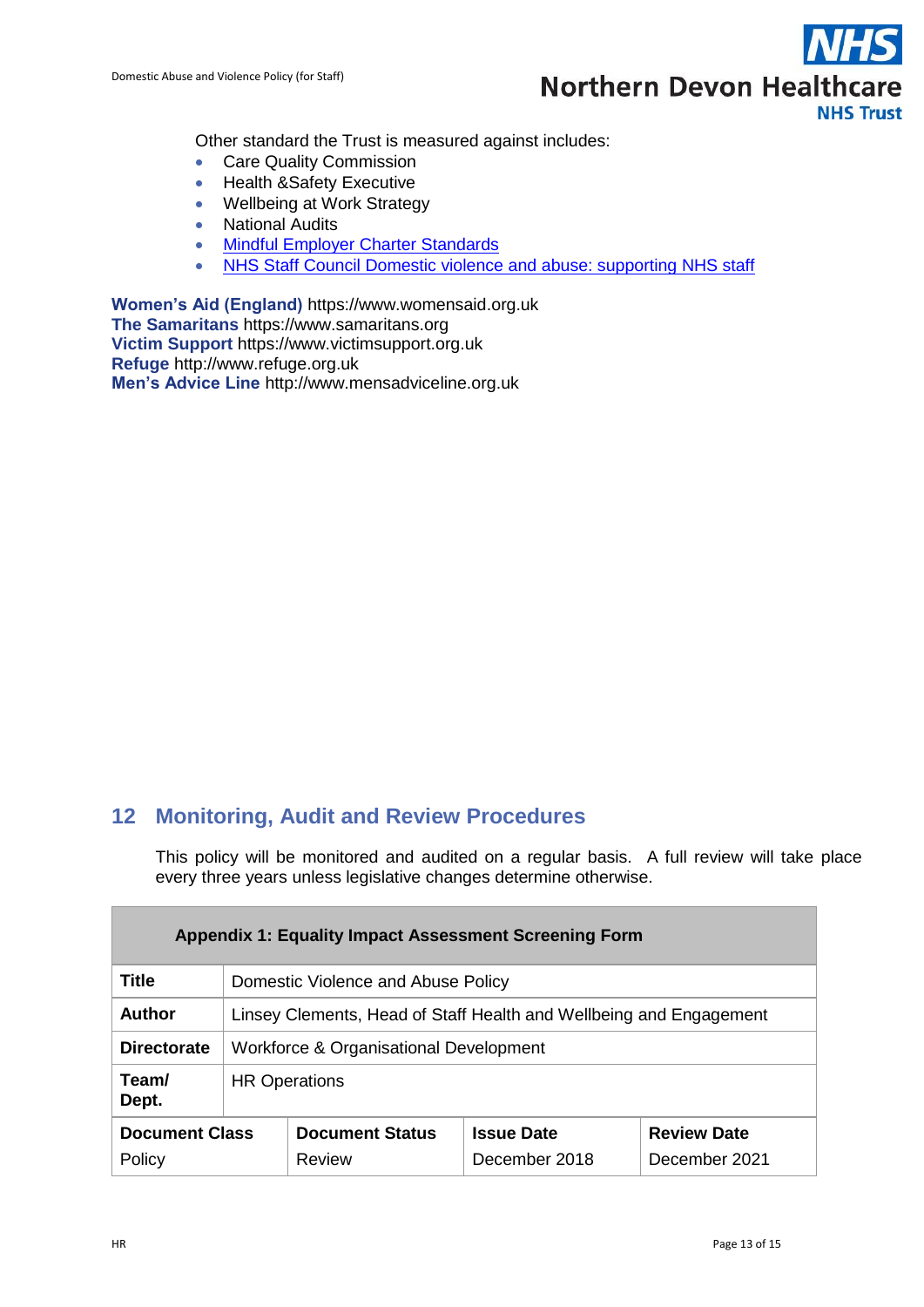Other standard the Trust is measured against includes:

- Care Quality Commission
- Health &Safety Executive
- Wellbeing at Work Strategy
- National Audits
- Mindful Employer Charter Standards
- NHS Staff Council Domestic violence and abuse: supporting NHS staff

**Women's Aid (England)** https://www.womensaid.org.uk
**The Samaritans** https://www.samaritans.org
**Victim Support** https://www.victimsupport.org.uk
**Refuge** http://www.refuge.org.uk
**Men's Advice Line** http://www.mensadviceline.org.uk

## 12 Monitoring, Audit and Review Procedures

This policy will be monitored and audited on a regular basis. A full review will take place every three years unless legislative changes determine otherwise.

| **Appendix 1: Equality Impact Assessment Screening Form** | | | |
|---|---|---|---|
| **Title** | Domestic Violence and Abuse Policy | | |
| **Author** | Linsey Clements, Head of Staff Health and Wellbeing and Engagement | | |
| **Directorate** | Workforce & Organisational Development | | |
| **Team/ Dept.** | HR Operations | | |
| **Document Class** | **Document Status** | **Issue Date** | **Review Date** |
| Policy | Review | December 2018 | December 2021 |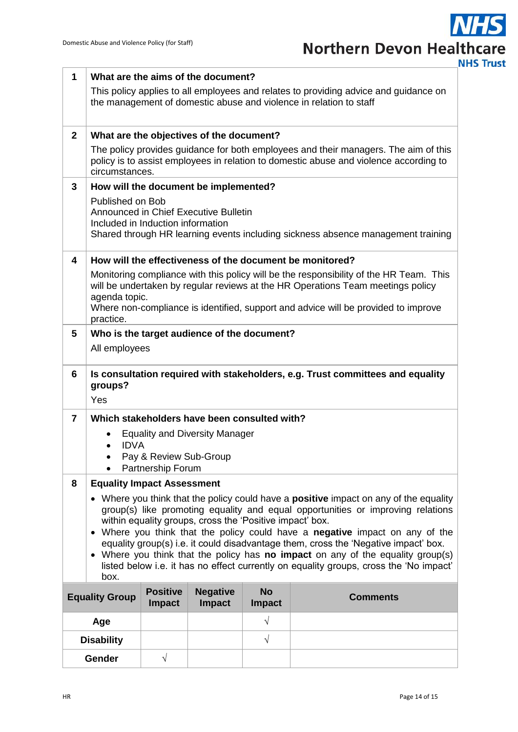| | |
|---|---|
| **1** | **What are the aims of the document?**<br>This policy applies to all employees and relates to providing advice and guidance on the management of domestic abuse and violence in relation to staff |
| **2** | **What are the objectives of the document?**<br>The policy provides guidance for both employees and their managers. The aim of this policy is to assist employees in relation to domestic abuse and violence according to circumstances. |
| **3** | **How will the document be implemented?**<br>Published on Bob<br>Announced in Chief Executive Bulletin<br>Included in Induction information<br>Shared through HR learning events including sickness absence management training |
| **4** | **How will the effectiveness of the document be monitored?**<br>Monitoring compliance with this policy will be the responsibility of the HR Team. This will be undertaken by regular reviews at the HR Operations Team meetings policy agenda topic.<br>Where non-compliance is identified, support and advice will be provided to improve practice. |
| **5** | **Who is the target audience of the document?**<br>All employees |
| **6** | **Is consultation required with stakeholders, e.g. Trust committees and equality groups?**<br>Yes |
| **7** | **Which stakeholders have been consulted with?**<br>• Equality and Diversity Manager<br>• IDVA<br>• Pay & Review Sub-Group<br>• Partnership Forum |
| **8** | **Equality Impact Assessment**<br>• Where you think that the policy could have a **positive** impact on any of the equality group(s) like promoting equality and equal opportunities or improving relations within equality groups, cross the 'Positive impact' box.<br>• Where you think that the policy could have a **negative** impact on any of the equality group(s) i.e. it could disadvantage them, cross the 'Negative impact' box.<br>• Where you think that the policy has **no impact** on any of the equality group(s) listed below i.e. it has no effect currently on equality groups, cross the 'No impact' box. |

| Equality Group | Positive Impact | Negative Impact | No Impact | Comments |
|---|---|---|---|---|
| **Age** | | | √ | |
| **Disability** | | | √ | |
| **Gender** | √ | | | |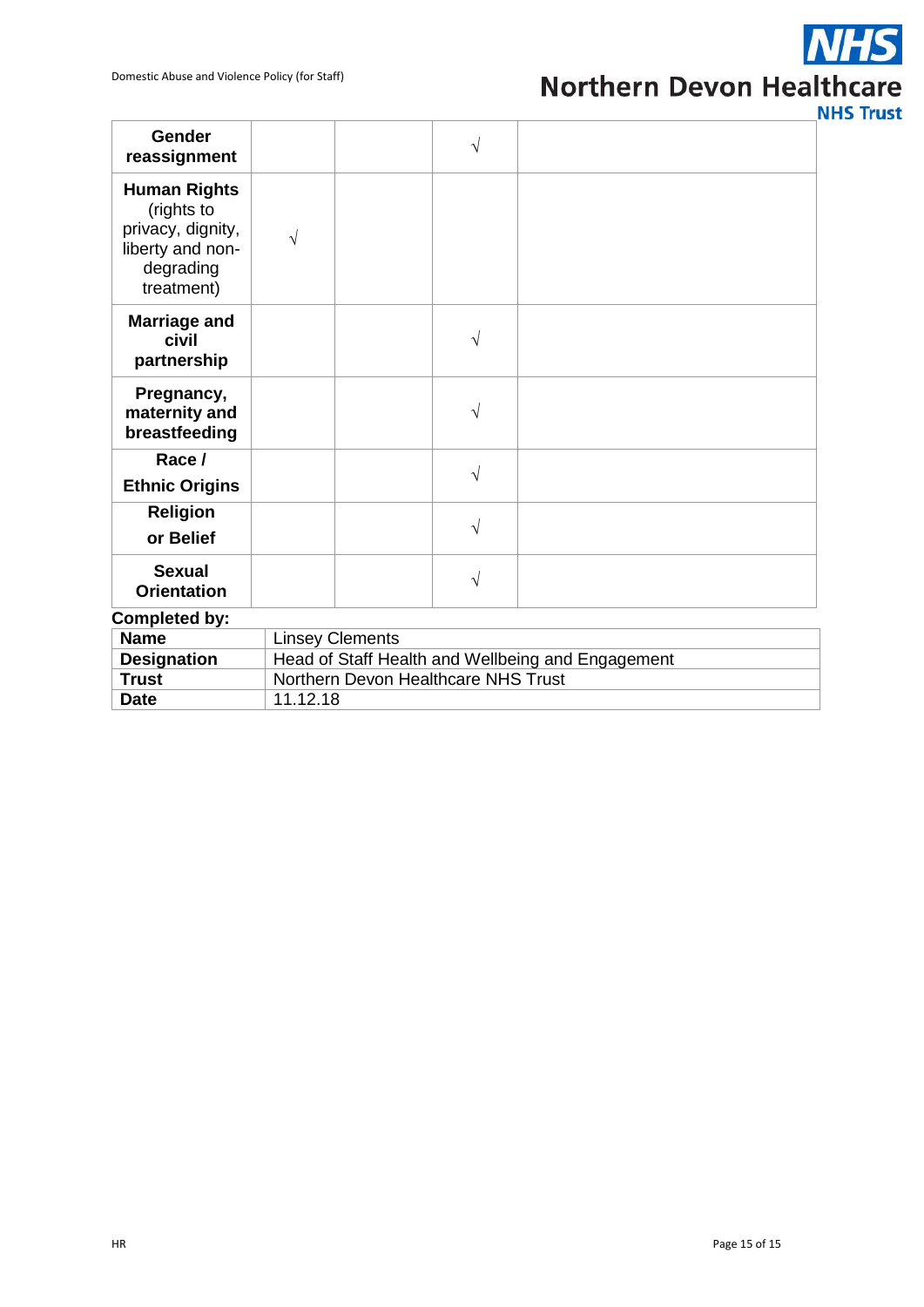| | | | | |
|---|---|---|---|---|
| **Gender reassignment** | | | √ | |
| **Human Rights** (rights to privacy, dignity, liberty and non-degrading treatment) | √ | | | |
| **Marriage and civil partnership** | | | √ | |
| **Pregnancy, maternity and breastfeeding** | | | √ | |
| **Race / Ethnic Origins** | | | √ | |
| **Religion or Belief** | | | √ | |
| **Sexual Orientation** | | | √ | |

**Completed by:**

| | |
|---|---|
| **Name** | Linsey Clements |
| **Designation** | Head of Staff Health and Wellbeing and Engagement |
| **Trust** | Northern Devon Healthcare NHS Trust |
| **Date** | 11.12.18 |